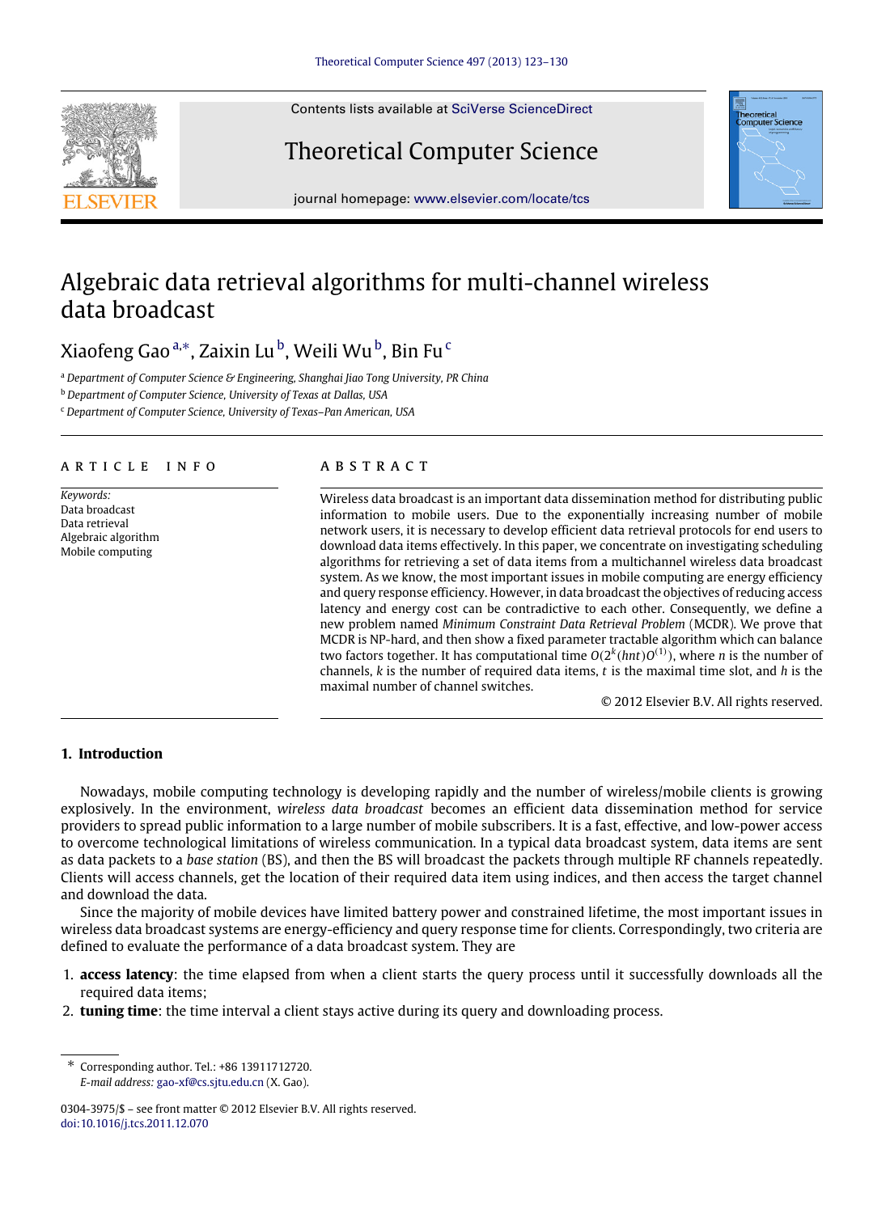# Algebraic data retrieval algorithms for multi-channel wireless data broadcast

Xiaofeng Gao [a,*], Zaixin Lu [b], Weili Wu [b], Bin Fu [c]

[a] Department of Computer Science & Engineering, Shanghai Jiao Tong University, PR China

[b] Department of Computer Science, University of Texas at Dallas, USA

[c] Department of Computer Science, University of Texas–Pan American, USA

**ARTICLE INFO**

*Keywords:*
Data broadcast
Data retrieval
Algebraic algorithm
Mobile computing

**ABSTRACT**

Wireless data broadcast is an important data dissemination method for distributing public information to mobile users. Due to the exponentially increasing number of mobile network users, it is necessary to develop efficient data retrieval protocols for end users to download data items effectively. In this paper, we concentrate on investigating scheduling algorithms for retrieving a set of data items from a multichannel wireless data broadcast system. As we know, the most important issues in mobile computing are energy efficiency and query response efficiency. However, in data broadcast the objectives of reducing access latency and energy cost can be contradictive to each other. Consequently, we define a new problem named *Minimum Constraint Data Retrieval Problem* (MCDR). We prove that MCDR is NP-hard, and then show a fixed parameter tractable algorithm which can balance two factors together. It has computational time $O(2^k(hnt)O^{(1)})$, where $n$ is the number of channels, $k$ is the number of required data items, $t$ is the maximal time slot, and $h$ is the maximal number of channel switches.

© 2012 Elsevier B.V. All rights reserved.

## 1. Introduction

Nowadays, mobile computing technology is developing rapidly and the number of wireless/mobile clients is growing explosively. In the environment, *wireless data broadcast* becomes an efficient data dissemination method for service providers to spread public information to a large number of mobile subscribers. It is a fast, effective, and low-power access to overcome technological limitations of wireless communication. In a typical data broadcast system, data items are sent as data packets to a *base station* (BS), and then the BS will broadcast the packets through multiple RF channels repeatedly. Clients will access channels, get the location of their required data item using indices, and then access the target channel and download the data.

Since the majority of mobile devices have limited battery power and constrained lifetime, the most important issues in wireless data broadcast systems are energy-efficiency and query response time for clients. Correspondingly, two criteria are defined to evaluate the performance of a data broadcast system. They are

1. **access latency**: the time elapsed from when a client starts the query process until it successfully downloads all the required data items;
2. **tuning time**: the time interval a client stays active during its query and downloading process.

---

\* Corresponding author. Tel.: +86 13911712720.
*E-mail address:* gao-xf@cs.sjtu.edu.cn (X. Gao).

0304-3975/$ – see front matter © 2012 Elsevier B.V. All rights reserved.
doi:10.1016/j.tcs.2011.12.070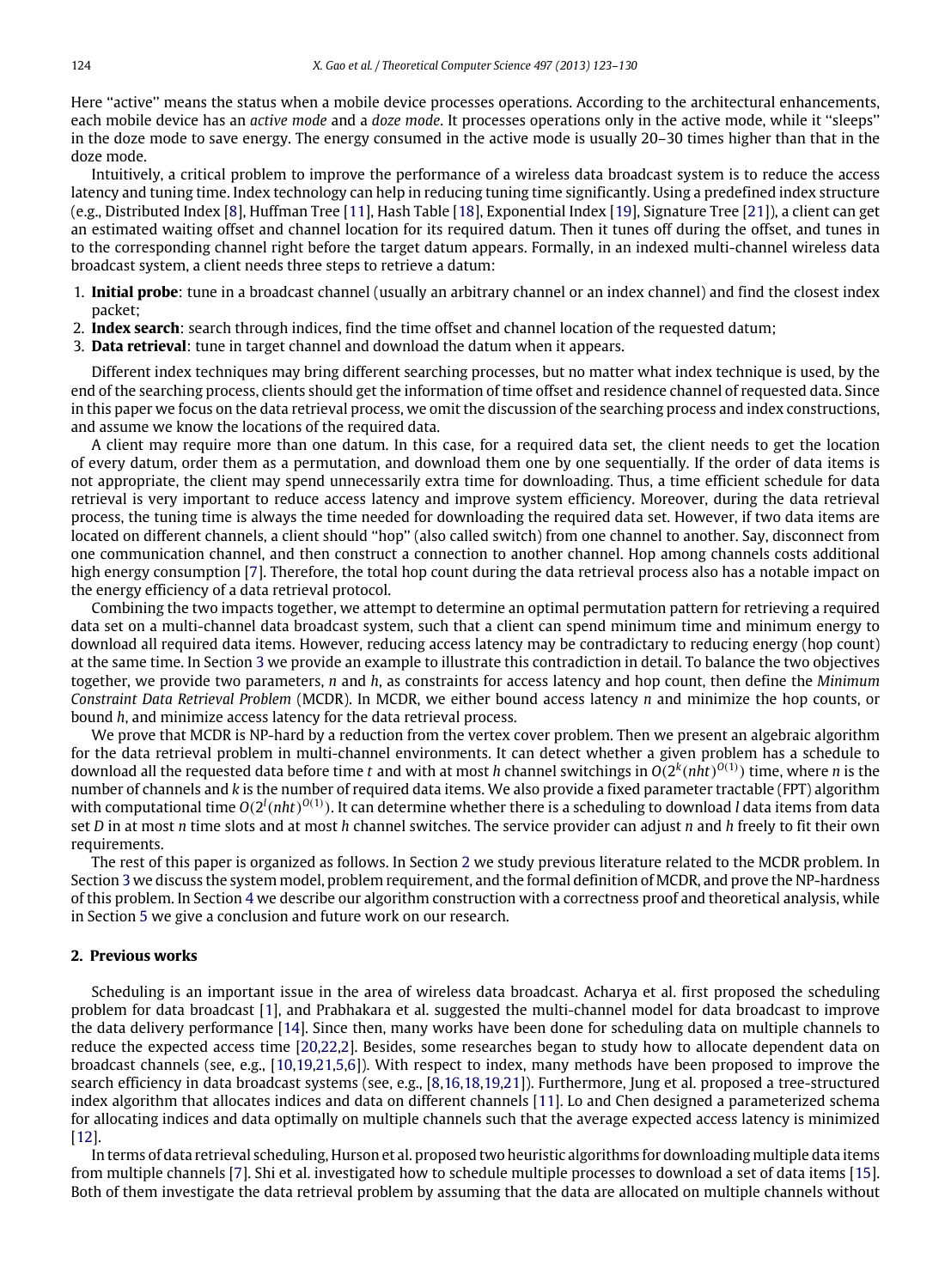Here "active" means the status when a mobile device processes operations. According to the architectural enhancements, each mobile device has an *active mode* and a *doze mode*. It processes operations only in the active mode, while it "sleeps" in the doze mode to save energy. The energy consumed in the active mode is usually 20–30 times higher than that in the doze mode.

Intuitively, a critical problem to improve the performance of a wireless data broadcast system is to reduce the access latency and tuning time. Index technology can help in reducing tuning time significantly. Using a predefined index structure (e.g., Distributed Index [8], Huffman Tree [11], Hash Table [18], Exponential Index [19], Signature Tree [21]), a client can get an estimated waiting offset and channel location for its required datum. Then it tunes off during the offset, and tunes in to the corresponding channel right before the target datum appears. Formally, in an indexed multi-channel wireless data broadcast system, a client needs three steps to retrieve a datum:

1. **Initial probe**: tune in a broadcast channel (usually an arbitrary channel or an index channel) and find the closest index packet;
2. **Index search**: search through indices, find the time offset and channel location of the requested datum;
3. **Data retrieval**: tune in target channel and download the datum when it appears.

Different index techniques may bring different searching processes, but no matter what index technique is used, by the end of the searching process, clients should get the information of time offset and residence channel of requested data. Since in this paper we focus on the data retrieval process, we omit the discussion of the searching process and index constructions, and assume we know the locations of the required data.

A client may require more than one datum. In this case, for a required data set, the client needs to get the location of every datum, order them as a permutation, and download them one by one sequentially. If the order of data items is not appropriate, the client may spend unnecessarily extra time for downloading. Thus, a time efficient schedule for data retrieval is very important to reduce access latency and improve system efficiency. Moreover, during the data retrieval process, the tuning time is always the time needed for downloading the required data set. However, if two data items are located on different channels, a client should "hop" (also called switch) from one channel to another. Say, disconnect from one communication channel, and then construct a connection to another channel. Hop among channels costs additional high energy consumption [7]. Therefore, the total hop count during the data retrieval process also has a notable impact on the energy efficiency of a data retrieval protocol.

Combining the two impacts together, we attempt to determine an optimal permutation pattern for retrieving a required data set on a multi-channel data broadcast system, such that a client can spend minimum time and minimum energy to download all required data items. However, reducing access latency may be contradictory to reducing energy (hop count) at the same time. In Section 3 we provide an example to illustrate this contradiction in detail. To balance the two objectives together, we provide two parameters, $n$ and $h$, as constraints for access latency and hop count, then define the *Minimum Constraint Data Retrieval Problem* (MCDR). In MCDR, we either bound access latency $n$ and minimize the hop counts, or bound $h$, and minimize access latency for the data retrieval process.

We prove that MCDR is NP-hard by a reduction from the vertex cover problem. Then we present an algebraic algorithm for the data retrieval problem in multi-channel environments. It can detect whether a given problem has a schedule to download all the requested data before time $t$ and with at most $h$ channel switchings in $O(2^k(nht)^{O(1)})$ time, where $n$ is the number of channels and $k$ is the number of required data items. We also provide a fixed parameter tractable (FPT) algorithm with computational time $O(2^l(nht)^{O(1)})$. It can determine whether there is a scheduling to download $l$ data items from data set $D$ in at most $n$ time slots and at most $h$ channel switches. The service provider can adjust $n$ and $h$ freely to fit their own requirements.

The rest of this paper is organized as follows. In Section 2 we study previous literature related to the MCDR problem. In Section 3 we discuss the system model, problem requirement, and the formal definition of MCDR, and prove the NP-hardness of this problem. In Section 4 we describe our algorithm construction with a correctness proof and theoretical analysis, while in Section 5 we give a conclusion and future work on our research.

## 2. Previous works

Scheduling is an important issue in the area of wireless data broadcast. Acharya et al. first proposed the scheduling problem for data broadcast [1], and Prabhakara et al. suggested the multi-channel model for data broadcast to improve the data delivery performance [14]. Since then, many works have been done for scheduling data on multiple channels to reduce the expected access time [20,22,2]. Besides, some researches began to study how to allocate dependent data on broadcast channels (see, e.g., [10,19,21,5,6]). With respect to index, many methods have been proposed to improve the search efficiency in data broadcast systems (see, e.g., [8,16,18,19,21]). Furthermore, Jung et al. proposed a tree-structured index algorithm that allocates indices and data on different channels [11]. Lo and Chen designed a parameterized schema for allocating indices and data optimally on multiple channels such that the average expected access latency is minimized [12].

In terms of data retrieval scheduling, Hurson et al. proposed two heuristic algorithms for downloading multiple data items from multiple channels [7]. Shi et al. investigated how to schedule multiple processes to download a set of data items [15]. Both of them investigate the data retrieval problem by assuming that the data are allocated on multiple channels without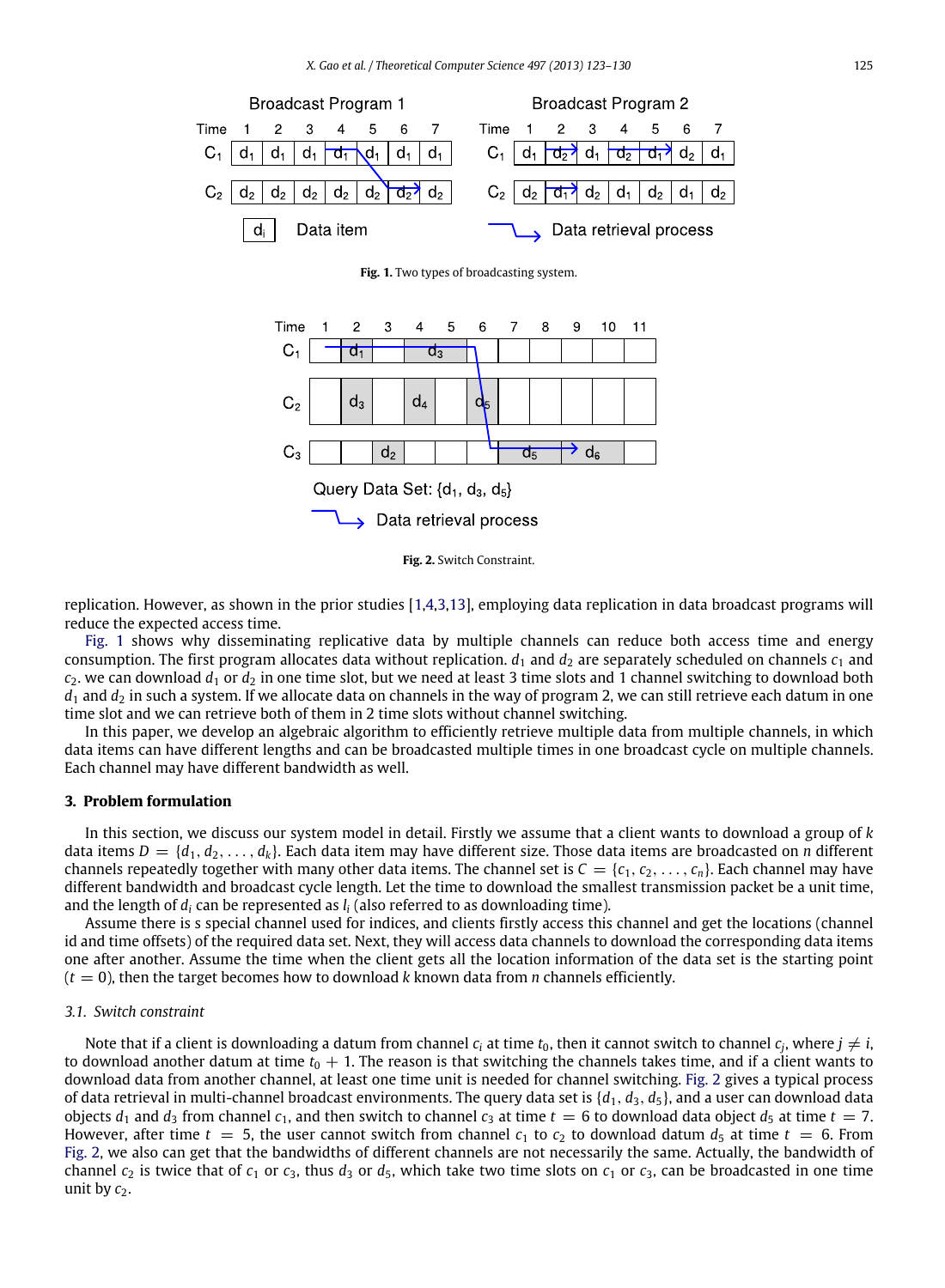Fig. 1. Two types of broadcasting system.

Fig. 2. Switch Constraint.

replication. However, as shown in the prior studies [1,4,3,13], employing data replication in data broadcast programs will reduce the expected access time.

Fig. 1 shows why disseminating replicative data by multiple channels can reduce both access time and energy consumption. The first program allocates data without replication. $d_1$ and $d_2$ are separately scheduled on channels $c_1$ and $c_2$. we can download $d_1$ or $d_2$ in one time slot, but we need at least 3 time slots and 1 channel switching to download both $d_1$ and $d_2$ in such a system. If we allocate data on channels in the way of program 2, we can still retrieve each datum in one time slot and we can retrieve both of them in 2 time slots without channel switching.

In this paper, we develop an algebraic algorithm to efficiently retrieve multiple data from multiple channels, in which data items can have different lengths and can be broadcasted multiple times in one broadcast cycle on multiple channels. Each channel may have different bandwidth as well.

## 3. Problem formulation

In this section, we discuss our system model in detail. Firstly we assume that a client wants to download a group of $k$ data items $D = \{d_1, d_2, \ldots, d_k\}$. Each data item may have different size. Those data items are broadcasted on $n$ different channels repeatedly together with many other data items. The channel set is $C = \{c_1, c_2, \ldots, c_n\}$. Each channel may have different bandwidth and broadcast cycle length. Let the time to download the smallest transmission packet be a unit time, and the length of $d_i$ can be represented as $l_i$ (also referred to as downloading time).

Assume there is s special channel used for indices, and clients firstly access this channel and get the locations (channel id and time offsets) of the required data set. Next, they will access data channels to download the corresponding data items one after another. Assume the time when the client gets all the location information of the data set is the starting point ($t = 0$), then the target becomes how to download $k$ known data from $n$ channels efficiently.

### 3.1. Switch constraint

Note that if a client is downloading a datum from channel $c_i$ at time $t_0$, then it cannot switch to channel $c_j$, where $j \neq i$, to download another datum at time $t_0 + 1$. The reason is that switching the channels takes time, and if a client wants to download data from another channel, at least one time unit is needed for channel switching. Fig. 2 gives a typical process of data retrieval in multi-channel broadcast environments. The query data set is $\{d_1, d_3, d_5\}$, and a user can download data objects $d_1$ and $d_3$ from channel $c_1$, and then switch to channel $c_3$ at time $t = 6$ to download data object $d_5$ at time $t = 7$. However, after time $t = 5$, the user cannot switch from channel $c_1$ to $c_2$ to download datum $d_5$ at time $t = 6$. From Fig. 2, we also can get that the bandwidths of different channels are not necessarily the same. Actually, the bandwidth of channel $c_2$ is twice that of $c_1$ or $c_3$, thus $d_3$ or $d_5$, which take two time slots on $c_1$ or $c_3$, can be broadcasted in one time unit by $c_2$.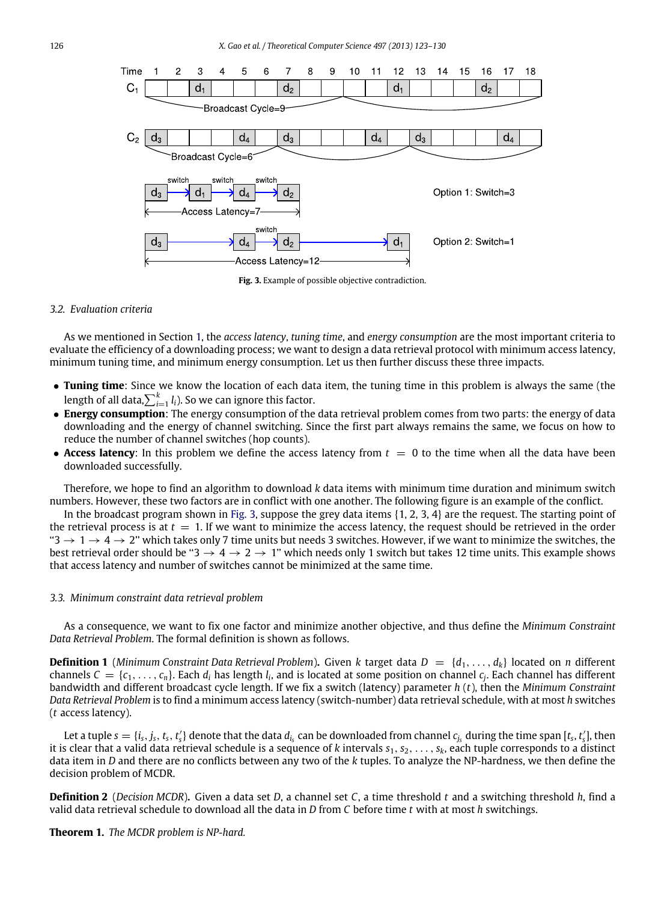Fig. 3. Example of possible objective contradiction.

### 3.2. Evaluation criteria

As we mentioned in Section 1, the *access latency*, *tuning time*, and *energy consumption* are the most important criteria to evaluate the efficiency of a downloading process; we want to design a data retrieval protocol with minimum access latency, minimum tuning time, and minimum energy consumption. Let us then further discuss these three impacts.

- **Tuning time**: Since we know the location of each data item, the tuning time in this problem is always the same (the length of all data, $\sum_{i=1}^{k} l_i$). So we can ignore this factor.
- **Energy consumption**: The energy consumption of the data retrieval problem comes from two parts: the energy of data downloading and the energy of channel switching. Since the first part always remains the same, we focus on how to reduce the number of channel switches (hop counts).
- **Access latency**: In this problem we define the access latency from $t = 1$ to the time when all the data have been downloaded successfully.

Therefore, we hope to find an algorithm to download $k$ data items with minimum time duration and minimum switch numbers. However, these two factors are in conflict with one another. The following figure is an example of the conflict.

In the broadcast program shown in Fig. 3, suppose the grey data items {1, 2, 3, 4} are the request. The starting point of the retrieval process is at $t = 1$. If we want to minimize the access latency, the request should be retrieved in the order "$3 \to 1 \to 4 \to 2$" which takes only 7 time units but needs 3 switches. However, if we want to minimize the switches, the best retrieval order should be "$3 \to 4 \to 2 \to 1$" which needs only 1 switch but takes 12 time units. This example shows that access latency and number of switches cannot be minimized at the same time.

### 3.3. Minimum constraint data retrieval problem

As a consequence, we want to fix one factor and minimize another objective, and thus define the *Minimum Constraint Data Retrieval Problem*. The formal definition is shown as follows.

**Definition 1** (*Minimum Constraint Data Retrieval Problem*). Given $k$ target data $D = \{d_1, \ldots, d_k\}$ located on $n$ different channels $C = \{c_1, \ldots, c_n\}$. Each $d_i$ has length $l_i$, and is located at some position on channel $c_j$. Each channel has different bandwidth and different broadcast cycle length. If we fix a switch (latency) parameter $h$ ($t$), then the *Minimum Constraint Data Retrieval Problem* is to find a minimum access latency (switch-number) data retrieval schedule, with at most $h$ switches ($t$ access latency).

Let a tuple $s = \{i_s, j_s, t_s, t'_s\}$ denote that the data $d_{i_s}$ can be downloaded from channel $c_{j_s}$ during the time span $[t_s, t'_s]$, then it is clear that a valid data retrieval schedule is a sequence of $k$ intervals $s_1, s_2, \ldots, s_k$, each tuple corresponds to a distinct data item in $D$ and there are no conflicts between any two of the $k$ tuples. To analyze the NP-hardness, we then define the decision problem of MCDR.

**Definition 2** (*Decision MCDR*). Given a data set $D$, a channel set $C$, a time threshold $t$ and a switching threshold $h$, find a valid data retrieval schedule to download all the data in $D$ from $C$ before time $t$ with at most $h$ switchings.

**Theorem 1.** *The MCDR problem is NP-hard.*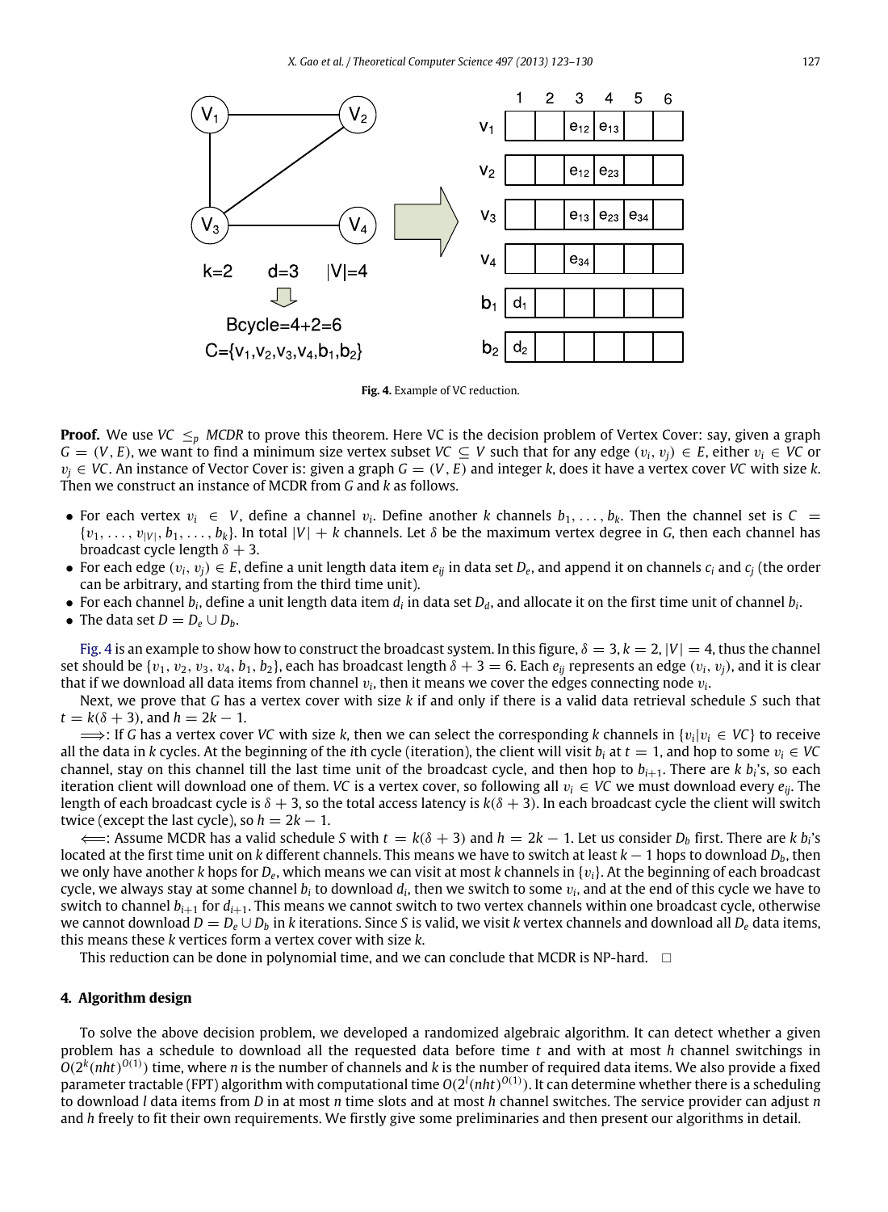**Fig. 4.** Example of VC reduction.

**Proof.** We use $VC \leq_p MCDR$ to prove this theorem. Here VC is the decision problem of Vertex Cover: say, given a graph $G = (V, E)$, we want to find a minimum size vertex subset $VC \subseteq V$ such that for any edge $(v_i, v_j) \in E$, either $v_i \in VC$ or $v_j \in VC$. An instance of Vector Cover is: given a graph $G = (V, E)$ and integer $k$, does it have a vertex cover $VC$ with size $k$. Then we construct an instance of MCDR from $G$ and $k$ as follows.

- For each vertex $v_i \in V$, define a channel $v_i$. Define another $k$ channels $b_1, \ldots, b_k$. Then the channel set is $C = \{v_1, \ldots, v_{|V|}, b_1, \ldots, b_k\}$. In total $|V| + k$ channels. Let $\delta$ be the maximum vertex degree in $G$, then each channel has broadcast cycle length $\delta + 3$.
- For each edge $(v_i, v_j) \in E$, define a unit length data item $e_{ij}$ in data set $D_e$, and append it on channels $c_i$ and $c_j$ (the order can be arbitrary, and starting from the third time unit).
- For each channel $b_i$, define a unit length data item $d_i$ in data set $D_d$, and allocate it on the first time unit of channel $b_i$.
- The data set $D = D_e \cup D_b$.

Fig. 4 is an example to show how to construct the broadcast system. In this figure, $\delta = 3, k = 2, |V| = 4$, thus the channel set should be $\{v_1, v_2, v_3, v_4, b_1, b_2\}$, each has broadcast length $\delta + 3 = 6$. Each $e_{ij}$ represents an edge $(v_i, v_j)$, and it is clear that if we download all data items from channel $v_i$, then it means we cover the edges connecting node $v_i$.

Next, we prove that $G$ has a vertex cover with size $k$ if and only if there is a valid data retrieval schedule $S$ such that $t = k(\delta + 3)$, and $h = 2k - 1$.

$\Longrightarrow$: If $G$ has a vertex cover $VC$ with size $k$, then we can select the corresponding $k$ channels in $\{v_i | v_i \in VC\}$ to receive all the data in $k$ cycles. At the beginning of the $i$th cycle (iteration), the client will visit $b_i$ at $t = 1$, and hop to some $v_i \in VC$ channel, stay on this channel till the last time unit of the broadcast cycle, and then hop to $b_{i+1}$. There are $k$ $b_i$'s, so each iteration client will download one of them. $VC$ is a vertex cover, so following all $v_i \in VC$ we must download every $e_{ij}$. The length of each broadcast cycle is $\delta + 3$, so the total access latency is $k(\delta + 3)$. In each broadcast cycle the client will switch twice (except the last cycle), so $h = 2k - 1$.

$\Longleftarrow$: Assume MCDR has a valid schedule $S$ with $t = k(\delta + 3)$ and $h = 2k - 1$. Let us consider $D_b$ first. There are $k$ $b_i$'s located at the first time unit on $k$ different channels. This means we have to switch at least $k - 1$ hops to download $D_b$, then we only have another $k$ hops for $D_e$, which means we can visit at most $k$ channels in $\{v_i\}$. At the beginning of each broadcast cycle, we always stay at some channel $b_i$ to download $d_i$, then we switch to some $v_i$, and at the end of this cycle we have to switch to channel $b_{i+1}$ for $d_{i+1}$. This means we cannot switch to two vertex channels within one broadcast cycle, otherwise we cannot download $D = D_e \cup D_b$ in $k$ iterations. Since $S$ is valid, we visit $k$ vertex channels and download all $D_e$ data items, this means these $k$ vertices form a vertex cover with size $k$.

This reduction can be done in polynomial time, and we can conclude that MCDR is NP-hard. $\square$

## 4. Algorithm design

To solve the above decision problem, we developed a randomized algebraic algorithm. It can detect whether a given problem has a schedule to download all the requested data before time $t$ and with at most $h$ channel switchings in $O(2^k(nht)^{O(1)})$ time, where $n$ is the number of channels and $k$ is the number of required data items. We also provide a fixed parameter tractable (FPT) algorithm with computational time $O(2^l(nht)^{O(1)})$. It can determine whether there is a scheduling to download $l$ data items from $D$ in at most $n$ time slots and at most $h$ channel switches. The service provider can adjust $n$ and $h$ freely to fit their own requirements. We firstly give some preliminaries and then present our algorithms in detail.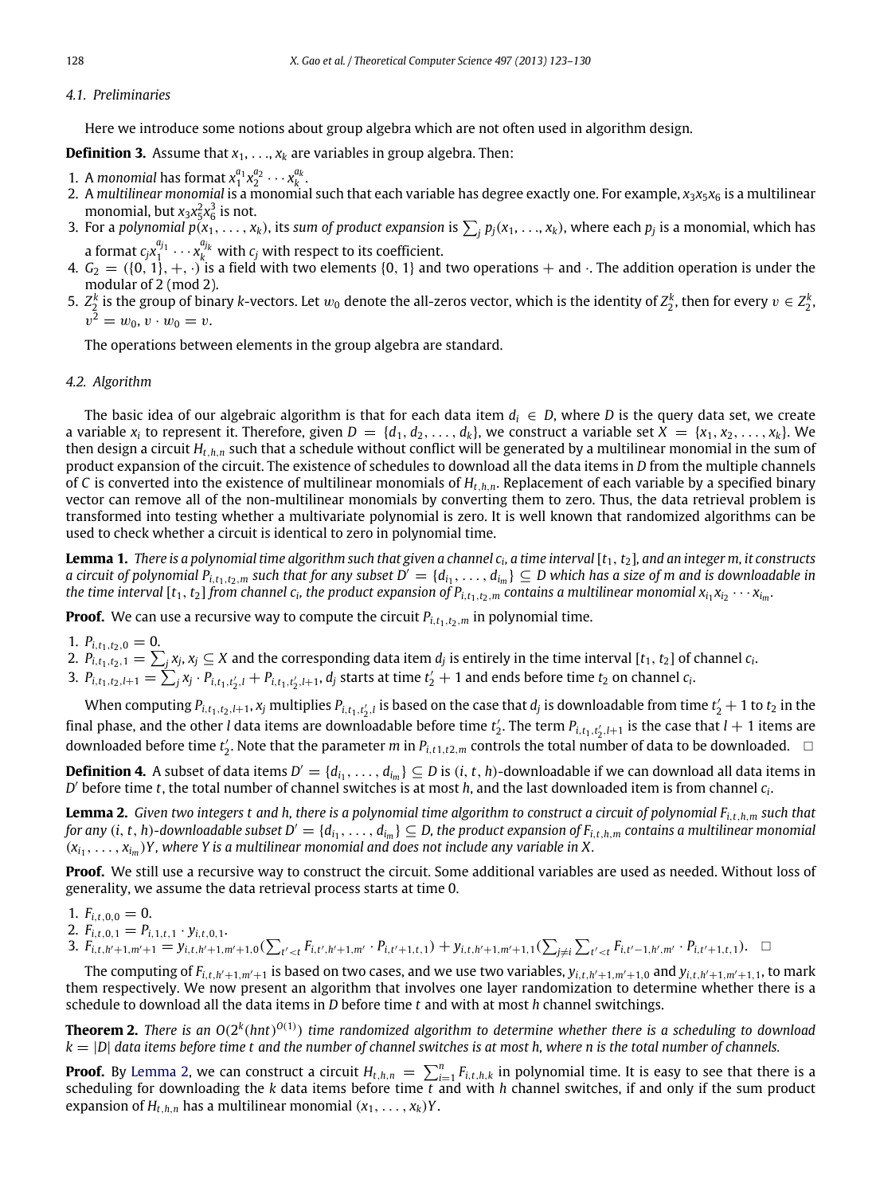### 4.1. Preliminaries

Here we introduce some notions about group algebra which are not often used in algorithm design.

**Definition 3.** Assume that $x_1, \ldots, x_k$ are variables in group algebra. Then:

1. A *monomial* has format $x_1^{a_1} x_2^{a_2} \cdots x_k^{a_k}$.
2. A *multilinear monomial* is a monomial such that each variable has degree exactly one. For example, $x_3x_5x_6$ is a multilinear monomial, but $x_3x_5^2x_6^3$ is not.
3. For a *polynomial* $p(x_1, \ldots, x_k)$, its *sum of product expansion* is $\sum_j p_j(x_1, \ldots, x_k)$, where each $p_j$ is a monomial, which has a format $c_j x_1^{a_{j_1}} \cdots x_k^{a_{j_k}}$ with $c_j$ with respect to its coefficient.
4. $G_2 = (\{0, 1\}, +, \cdot)$ is a field with two elements $\{0, 1\}$ and two operations $+$ and $\cdot$. The addition operation is under the modular of 2 (mod 2).
5. $Z_2^k$ is the group of binary $k$-vectors. Let $w_0$ denote the all-zeros vector, which is the identity of $Z_2^k$, then for every $v \in Z_2^k$, $v^2 = w_0$, $v \cdot w_0 = v$.

The operations between elements in the group algebra are standard.

### 4.2. Algorithm

The basic idea of our algebraic algorithm is that for each data item $d_i \in D$, where $D$ is the query data set, we create a variable $x_i$ to represent it. Therefore, given $D = \{d_1, d_2, \ldots, d_k\}$, we construct a variable set $X = \{x_1, x_2, \ldots, x_k\}$. We then design a circuit $H_{t,h,n}$ such that a schedule without conflict will be generated by a multilinear monomial in the sum of product expansion of the circuit. The existence of schedules to download all the data items in $D$ from the multiple channels of $C$ is converted into the existence of multilinear monomials of $H_{t,h,n}$. Replacement of each variable by a specified binary vector can remove all of the non-multilinear monomials by converting them to zero. Thus, the data retrieval problem is transformed into testing whether a multivariate polynomial is zero. It is well known that randomized algorithms can be used to check whether a circuit is identical to zero in polynomial time.

**Lemma 1.** *There is a polynomial time algorithm such that given a channel $c_i$, a time interval $[t_1, t_2]$, and an integer $m$, it constructs a circuit of polynomial $P_{i,t_1,t_2,m}$ such that for any subset $D' = \{d_{i_1}, \ldots, d_{i_m}\} \subseteq D$ which has a size of $m$ and is downloadable in the time interval $[t_1, t_2]$ from channel $c_i$, the product expansion of $P_{i,t_1,t_2,m}$ contains a multilinear monomial $x_{i_1}x_{i_2}\cdots x_{i_m}$.*

**Proof.** We can use a recursive way to compute the circuit $P_{i,t_1,t_2,m}$ in polynomial time.

1. $P_{i,t_1,t_2,0} = 0$.
2. $P_{i,t_1,t_2,1} = \sum_j x_j$, $x_j \subseteq X$ and the corresponding data item $d_j$ is entirely in the time interval $[t_1, t_2]$ of channel $c_i$.
3. $P_{i,t_1,t_2,l+1} = \sum_j x_j \cdot P_{i,t_1,t_2',l} + P_{i,t_1,t_2',l+1}$, $d_j$ starts at time $t_2' + 1$ and ends before time $t_2$ on channel $c_i$.

When computing $P_{i,t_1,t_2,l+1}$, $x_j$ multiplies $P_{i,t_1,t_2',l}$ is based on the case that $d_j$ is downloadable from time $t_2' + 1$ to $t_2$ in the final phase, and the other $l$ data items are downloadable before time $t_2'$. The term $P_{i,t_1,t_2',l+1}$ is the case that $l + 1$ items are downloaded before time $t_2'$. Note that the parameter $m$ in $P_{i,t1,t2,m}$ controls the total number of data to be downloaded. $\square$

**Definition 4.** A subset of data items $D' = \{d_{i_1}, \ldots, d_{i_m}\} \subseteq D$ is $(i, t, h)$-downloadable if we can download all data items in $D'$ before time $t$, the total number of channel switches is at most $h$, and the last downloaded item is from channel $c_i$.

**Lemma 2.** *Given two integers $t$ and $h$, there is a polynomial time algorithm to construct a circuit of polynomial $F_{i,t,h,m}$ such that for any $(i, t, h)$-downloadable subset $D' = \{d_{i_1}, \ldots, d_{i_m}\} \subseteq D$, the product expansion of $F_{i,t,h,m}$ contains a multilinear monomial $(x_{i_1}, \ldots, x_{i_m})Y$, where $Y$ is a multilinear monomial and does not include any variable in $X$.*

**Proof.** We still use a recursive way to construct the circuit. Some additional variables are used as needed. Without loss of generality, we assume the data retrieval process starts at time 0.

1. $F_{i,t,0,0} = 0$.
2. $F_{i,t,0,1} = P_{i,1,t,1} \cdot y_{i,t,0,1}$.
3. $F_{i,t,h'+1,m'+1} = y_{i,t,h'+1,m'+1,0}(\sum_{t'<t} F_{i,t',h'+1,m'} \cdot P_{i,t'+1,t,1}) + y_{i,t,h'+1,m'+1,1}(\sum_{j \neq i} \sum_{t'<t} F_{i,t'-1,h',m'} \cdot P_{i,t'+1,t,1})$. $\square$

The computing of $F_{i,t,h'+1,m'+1}$ is based on two cases, and we use two variables, $y_{i,t,h'+1,m'+1,0}$ and $y_{i,t,h'+1,m'+1,1}$, to mark them respectively. We now present an algorithm that involves one layer randomization to determine whether there is a schedule to download all the data items in $D$ before time $t$ and with at most $h$ channel switchings.

**Theorem 2.** *There is an $O(2^k(hnt)^{O(1)})$ time randomized algorithm to determine whether there is a scheduling to download $k = |D|$ data items before time $t$ and the number of channel switches is at most $h$, where $n$ is the total number of channels.*

**Proof.** By Lemma 2, we can construct a circuit $H_{t,h,n} = \sum_{i=1}^{n} F_{i,t,h,k}$ in polynomial time. It is easy to see that there is a scheduling for downloading the $k$ data items before time $t$ and with $h$ channel switches, if and only if the sum product expansion of $H_{t,h,n}$ has a multilinear monomial $(x_1, \ldots, x_k)Y$.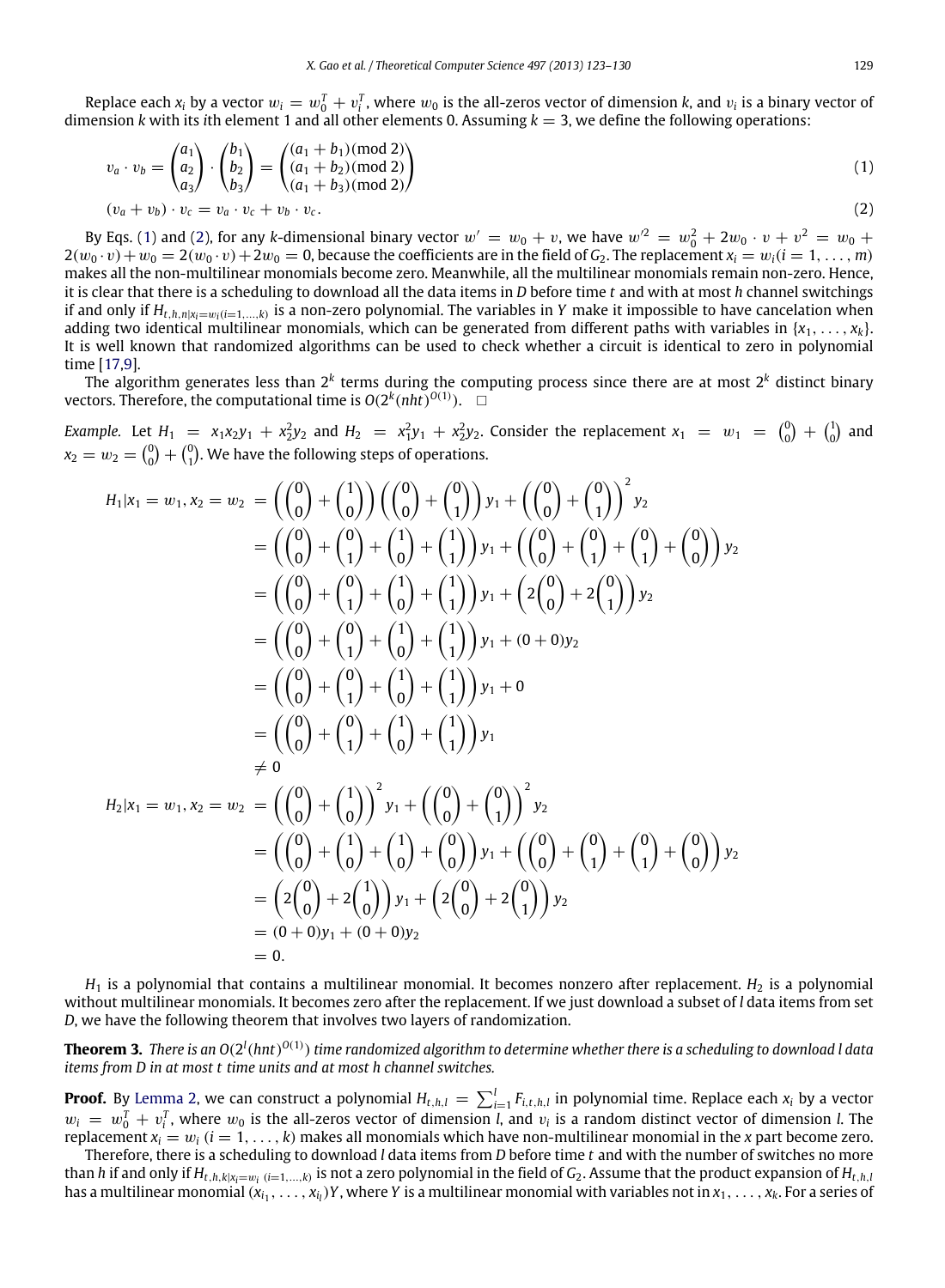Replace each $x_i$ by a vector $w_i = w_0^T + v_i^T$, where $w_0$ is the all-zeros vector of dimension $k$, and $v_i$ is a binary vector of dimension $k$ with its $i$th element 1 and all other elements 0. Assuming $k = 3$, we define the following operations:

$$v_a \cdot v_b = \begin{pmatrix} a_1 \\ a_2 \\ a_3 \end{pmatrix} \cdot \begin{pmatrix} b_1 \\ b_2 \\ b_3 \end{pmatrix} = \begin{pmatrix} (a_1 + b_1)(\text{mod } 2) \\ (a_1 + b_2)(\text{mod } 2) \\ (a_1 + b_3)(\text{mod } 2) \end{pmatrix} \tag{1}$$

$$(v_a + v_b) \cdot v_c = v_a \cdot v_c + v_b \cdot v_c. \tag{2}$$

By Eqs. (1) and (2), for any $k$-dimensional binary vector $w' = w_0 + v$, we have $w'^2 = w_0^2 + 2w_0 \cdot v + v^2 = w_0 + 2(w_0 \cdot v) + w_0 = 2(w_0 \cdot v) + 2w_0 = 0$, because the coefficients are in the field of $G_2$. The replacement $x_i = w_i (i = 1, \ldots, m)$ makes all the non-multilinear monomials become zero. Meanwhile, all the multilinear monomials remain non-zero. Hence, it is clear that there is a scheduling to download all the data items in $D$ before time $t$ and with at most $h$ channel switchings if and only if $H_{t,h,n|x_i=w_i(i=1,\ldots,k)}$ is a non-zero polynomial. The variables in $Y$ make it impossible to have cancelation when adding two identical multilinear monomials, which can be generated from different paths with variables in $\{x_1, \ldots, x_k\}$. It is well known that randomized algorithms can be used to check whether a circuit is identical to zero in polynomial time [17,9].

The algorithm generates less than $2^k$ terms during the computing process since there are at most $2^k$ distinct binary vectors. Therefore, the computational time is $O(2^k (nht)^{O(1)})$. □

*Example.* Let $H_1 = x_1 x_2 y_1 + x_2^2 y_2$ and $H_2 = x_1^2 y_1 + x_2^2 y_2$. Consider the replacement $x_1 = w_1 = \binom{0}{0} + \binom{1}{0}$ and $x_2 = w_2 = \binom{0}{0} + \binom{0}{1}$. We have the following steps of operations.

$$\begin{aligned}
H_1|x_1 = w_1, x_2 = w_2 &= \left(\binom{0}{0} + \binom{1}{0}\right)\left(\binom{0}{0} + \binom{0}{1}\right) y_1 + \left(\binom{0}{0} + \binom{0}{1}\right)^2 y_2 \\
&= \left(\binom{0}{0} + \binom{0}{1} + \binom{1}{0} + \binom{1}{1}\right) y_1 + \left(\binom{0}{0} + \binom{0}{1} + \binom{0}{1} + \binom{0}{0}\right) y_2 \\
&= \left(\binom{0}{0} + \binom{0}{1} + \binom{1}{0} + \binom{1}{1}\right) y_1 + \left(2\binom{0}{0} + 2\binom{0}{1}\right) y_2 \\
&= \left(\binom{0}{0} + \binom{0}{1} + \binom{1}{0} + \binom{1}{1}\right) y_1 + (0 + 0) y_2 \\
&= \left(\binom{0}{0} + \binom{0}{1} + \binom{1}{0} + \binom{1}{1}\right) y_1 + 0 \\
&= \left(\binom{0}{0} + \binom{0}{1} + \binom{1}{0} + \binom{1}{1}\right) y_1 \\
&\neq 0 \\
H_2|x_1 = w_1, x_2 = w_2 &= \left(\binom{0}{0} + \binom{1}{0}\right)^2 y_1 + \left(\binom{0}{0} + \binom{0}{1}\right)^2 y_2 \\
&= \left(\binom{0}{0} + \binom{1}{0} + \binom{1}{0} + \binom{0}{0}\right) y_1 + \left(\binom{0}{0} + \binom{0}{1} + \binom{0}{1} + \binom{0}{0}\right) y_2 \\
&= \left(2\binom{0}{0} + 2\binom{1}{0}\right) y_1 + \left(2\binom{0}{0} + 2\binom{0}{1}\right) y_2 \\
&= (0 + 0) y_1 + (0 + 0) y_2 \\
&= 0.
\end{aligned}$$

$H_1$ is a polynomial that contains a multilinear monomial. It becomes nonzero after replacement. $H_2$ is a polynomial without multilinear monomials. It becomes zero after the replacement. If we just download a subset of $l$ data items from set $D$, we have the following theorem that involves two layers of randomization.

**Theorem 3.** *There is an $O(2^l (hnt)^{O(1)})$ time randomized algorithm to determine whether there is a scheduling to download $l$ data items from $D$ in at most $t$ time units and at most $h$ channel switches.*

**Proof.** By Lemma 2, we can construct a polynomial $H_{t,h,l} = \sum_{i=1}^{l} F_{i,t,h,l}$ in polynomial time. Replace each $x_i$ by a vector $w_i = w_0^T + v_i^T$, where $w_0$ is the all-zeros vector of dimension $l$, and $v_i$ is a random distinct vector of dimension $l$. The replacement $x_i = w_i$ $(i = 1, \ldots, k)$ makes all monomials which have non-multilinear monomial in the $x$ part become zero.

Therefore, there is a scheduling to download $l$ data items from $D$ before time $t$ and with the number of switches no more than $h$ if and only if $H_{t,h,k|x_i=w_i\ (i=1,\ldots,k)}$ is not a zero polynomial in the field of $G_2$. Assume that the product expansion of $H_{t,h,l}$ has a multilinear monomial $(x_{i_1}, \ldots, x_{i_l})Y$, where $Y$ is a multilinear monomial with variables not in $x_1, \ldots, x_k$. For a series of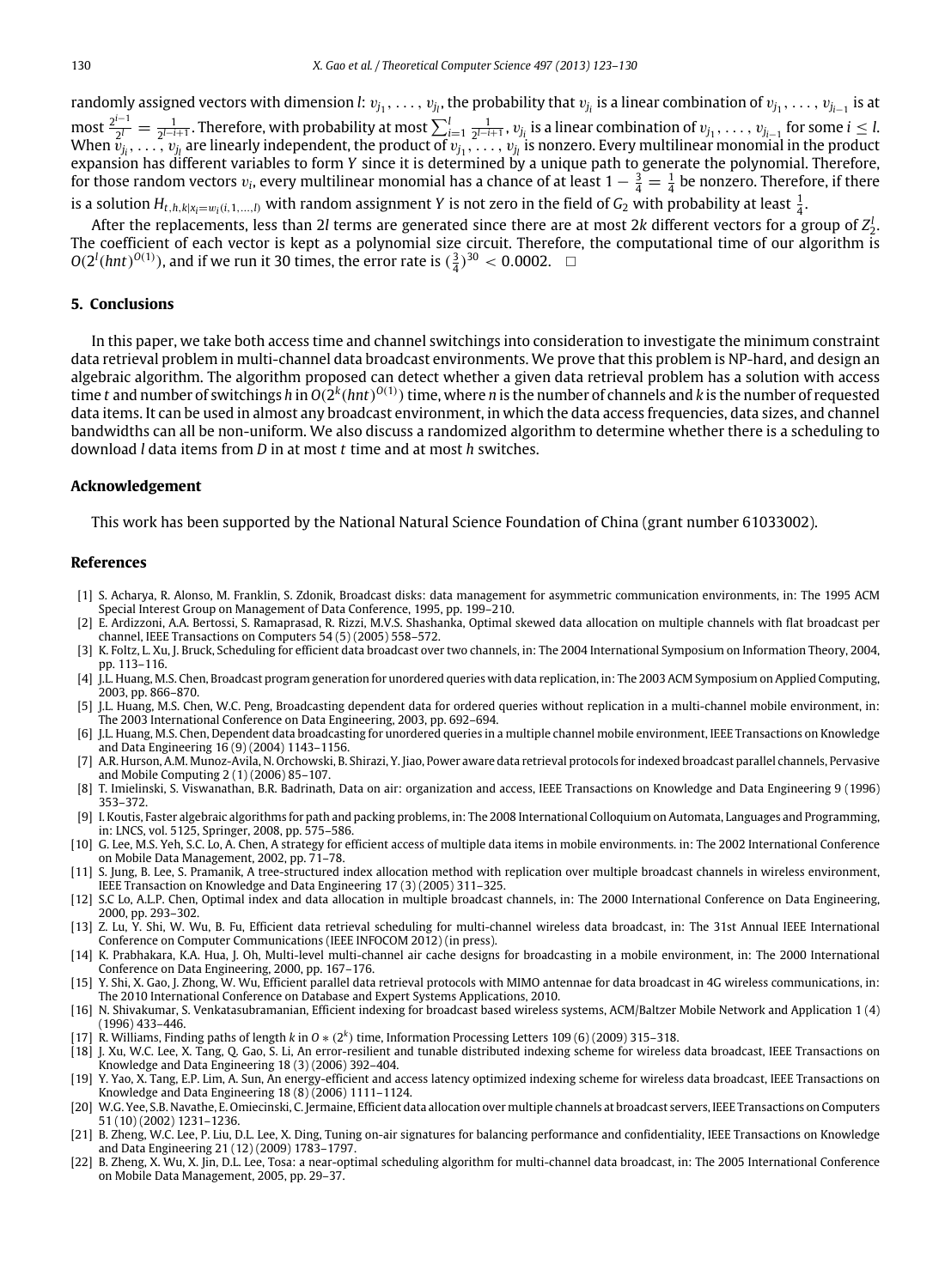randomly assigned vectors with dimension $l$: $v_{j_1}, \ldots, v_{j_l}$, the probability that $v_{j_i}$ is a linear combination of $v_{j_1}, \ldots, v_{j_{i-1}}$ is at most $\frac{2^{i-1}}{2^l} = \frac{1}{2^{l-i+1}}$. Therefore, with probability at most $\sum_{i=1}^{l} \frac{1}{2^{l-i+1}}$, $v_{j_i}$ is a linear combination of $v_{j_1}, \ldots, v_{j_{i-1}}$ for some $i \leq l$. When $v_{j_i}, \ldots, v_{j_l}$ are linearly independent, the product of $v_{j_1}, \ldots, v_{j_l}$ is nonzero. Every multilinear monomial in the product expansion has different variables to form $Y$ since it is determined by a unique path to generate the polynomial. Therefore, for those random vectors $v_i$, every multilinear monomial has a chance of at least $1 - \frac{3}{4} = \frac{1}{4}$ be nonzero. Therefore, if there is a solution $H_{t,h,k|x_i = w_i (i,1,\ldots,l)}$ with random assignment $Y$ is not zero in the field of $G_2$ with probability at least $\frac{1}{4}$.

After the replacements, less than $2l$ terms are generated since there are at most $2k$ different vectors for a group of $Z_2^l$. The coefficient of each vector is kept as a polynomial size circuit. Therefore, the computational time of our algorithm is $O(2^l(hnt)^{O(1)})$, and if we run it 30 times, the error rate is $(\frac{3}{4})^{30} < 0.0002$. $\square$

## 5. Conclusions

In this paper, we take both access time and channel switchings into consideration to investigate the minimum constraint data retrieval problem in multi-channel data broadcast environments. We prove that this problem is NP-hard, and design an algebraic algorithm. The algorithm proposed can detect whether a given data retrieval problem has a solution with access time $t$ and number of switchings $h$ in $O(2^k(hnt)^{O(1)})$ time, where $n$ is the number of channels and $k$ is the number of requested data items. It can be used in almost any broadcast environment, in which the data access frequencies, data sizes, and channel bandwidths can all be non-uniform. We also discuss a randomized algorithm to determine whether there is a scheduling to download $l$ data items from $D$ in at most $t$ time and at most $h$ switches.

## Acknowledgement

This work has been supported by the National Natural Science Foundation of China (grant number 61033002).

## References

[1] S. Acharya, R. Alonso, M. Franklin, S. Zdonik, Broadcast disks: data management for asymmetric communication environments, in: The 1995 ACM Special Interest Group on Management of Data Conference, 1995, pp. 199–210.

[2] E. Ardizzoni, A.A. Bertossi, S. Ramaprasad, R. Rizzi, M.V.S. Shashanka, Optimal skewed data allocation on multiple channels with flat broadcast per channel, IEEE Transactions on Computers 54 (5) (2005) 558–572.

[3] K. Foltz, L. Xu, J. Bruck, Scheduling for efficient data broadcast over two channels, in: The 2004 International Symposium on Information Theory, 2004, pp. 113–116.

[4] J.L. Huang, M.S. Chen, Broadcast program generation for unordered queries with data replication, in: The 2003 ACM Symposium on Applied Computing, 2003, pp. 866–870.

[5] J.L. Huang, M.S. Chen, W.C. Peng, Broadcasting dependent data for ordered queries without replication in a multi-channel mobile environment, in: The 2003 International Conference on Data Engineering, 2003, pp. 692–694.

[6] J.L. Huang, M.S. Chen, Dependent data broadcasting for unordered queries in a multiple channel mobile environment, IEEE Transactions on Knowledge and Data Engineering 16 (9) (2004) 1143–1156.

[7] A.R. Hurson, A.M. Munoz-Avila, N. Orchowski, B. Shirazi, Y. Jiao, Power aware data retrieval protocols for indexed broadcast parallel channels, Pervasive and Mobile Computing 2 (1) (2006) 85–107.

[8] T. Imielinski, S. Viswanathan, B.R. Badrinath, Data on air: organization and access, IEEE Transactions on Knowledge and Data Engineering 9 (1996) 353–372.

[9] I. Koutis, Faster algebraic algorithms for path and packing problems, in: The 2008 International Colloquium on Automata, Languages and Programming, in: LNCS, vol. 5125, Springer, 2008, pp. 575–586.

[10] G. Lee, M.S. Yeh, S.C. Lo, A. Chen, A strategy for efficient access of multiple data items in mobile environments. in: The 2002 International Conference on Mobile Data Management, 2002, pp. 71–78.

[11] S. Jung, B. Lee, S. Pramanik, A tree-structured index allocation method with replication over multiple broadcast channels in wireless environment, IEEE Transaction on Knowledge and Data Engineering 17 (3) (2005) 311–325.

[12] S.C Lo, A.L.P. Chen, Optimal index and data allocation in multiple broadcast channels, in: The 2000 International Conference on Data Engineering, 2000, pp. 293–302.

[13] Z. Lu, Y. Shi, W. Wu, B. Fu, Efficient data retrieval scheduling for multi-channel wireless data broadcast, in: The 31st Annual IEEE International Conference on Computer Communications (IEEE INFOCOM 2012) (in press).

[14] K. Prabhakara, K.A. Hua, J. Oh, Multi-level multi-channel air cache designs for broadcasting in a mobile environment, in: The 2000 International Conference on Data Engineering, 2000, pp. 167–176.

[15] Y. Shi, X. Gao, J. Zhong, W. Wu, Efficient parallel data retrieval protocols with MIMO antennae for data broadcast in 4G wireless communications, in: The 2010 International Conference on Database and Expert Systems Applications, 2010.

[16] N. Shivakumar, S. Venkatasubramanian, Efficient indexing for broadcast based wireless systems, ACM/Baltzer Mobile Network and Application 1 (4) (1996) 433–446.

[17] R. Williams, Finding paths of length $k$ in $O*(2^k)$ time, Information Processing Letters 109 (6) (2009) 315–318.

[18] J. Xu, W.C. Lee, X. Tang, Q. Gao, S. Li, An error-resilient and tunable distributed indexing scheme for wireless data broadcast, IEEE Transactions on Knowledge and Data Engineering 18 (3) (2006) 392–404.

[19] Y. Yao, X. Tang, E.P. Lim, A. Sun, An energy-efficient and access latency optimized indexing scheme for wireless data broadcast, IEEE Transactions on Knowledge and Data Engineering 18 (8) (2006) 1111–1124.

[20] W.G. Yee, S.B. Navathe, E. Omiecinski, C. Jermaine, Efficient data allocation over multiple channels at broadcast servers, IEEE Transactions on Computers 51 (10) (2002) 1231–1236.

[21] B. Zheng, W.C. Lee, P. Liu, D.L. Lee, X. Ding, Tuning on-air signatures for balancing performance and confidentiality, IEEE Transactions on Knowledge and Data Engineering 21 (12) (2009) 1783–1797.

[22] B. Zheng, X. Wu, X. Jin, D.L. Lee, Tosa: a near-optimal scheduling algorithm for multi-channel data broadcast, in: The 2005 International Conference on Mobile Data Management, 2005, pp. 29–37.